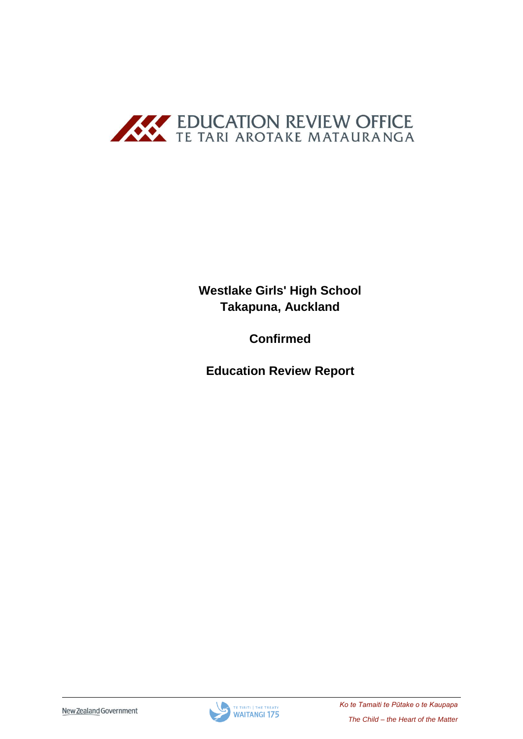EDUCATION REVIEW OFFICE
TE TARI AROTAKE MATAURANGA

**Westlake Girls' High School**
**Takapuna, Auckland**

**Confirmed**

**Education Review Report**

New Zealand Government

TE TIRITI | THE TREATY
WAITANGI 175

*Ko te Tamaiti te Pūtake o te Kaupapa*

*The Child – the Heart of the Matter*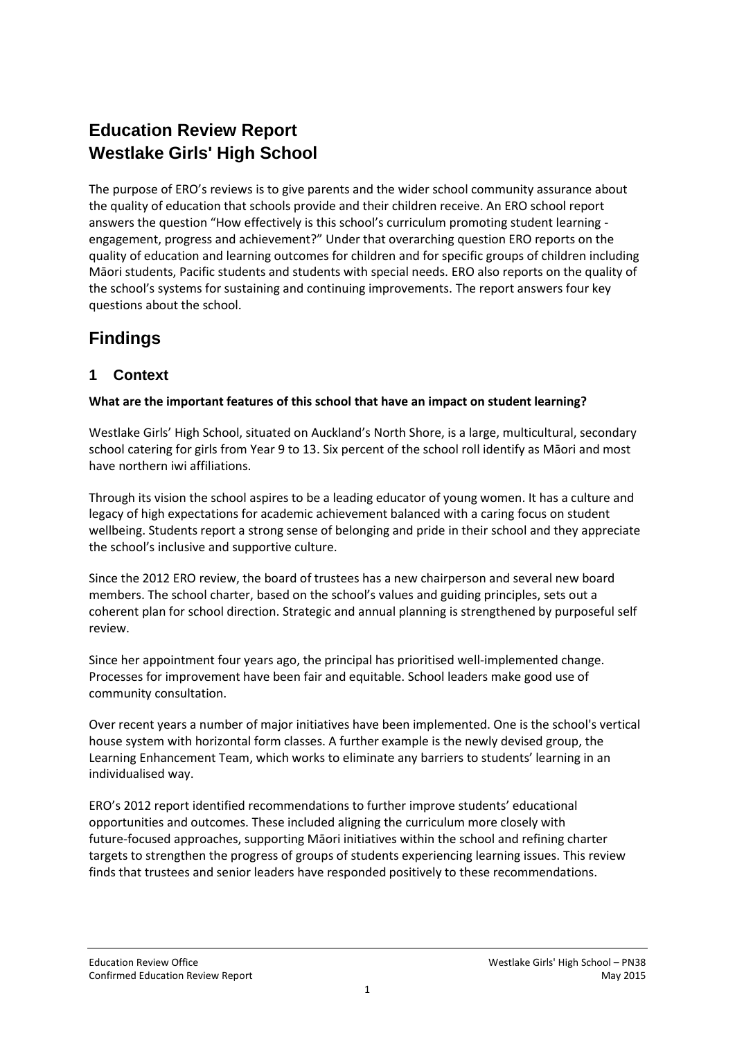# Education Review Report
# Westlake Girls' High School

The purpose of ERO's reviews is to give parents and the wider school community assurance about the quality of education that schools provide and their children receive. An ERO school report answers the question "How effectively is this school's curriculum promoting student learning - engagement, progress and achievement?" Under that overarching question ERO reports on the quality of education and learning outcomes for children and for specific groups of children including Māori students, Pacific students and students with special needs. ERO also reports on the quality of the school's systems for sustaining and continuing improvements. The report answers four key questions about the school.

# Findings

## 1 Context

**What are the important features of this school that have an impact on student learning?**

Westlake Girls' High School, situated on Auckland's North Shore, is a large, multicultural, secondary school catering for girls from Year 9 to 13. Six percent of the school roll identify as Māori and most have northern iwi affiliations.

Through its vision the school aspires to be a leading educator of young women. It has a culture and legacy of high expectations for academic achievement balanced with a caring focus on student wellbeing. Students report a strong sense of belonging and pride in their school and they appreciate the school's inclusive and supportive culture.

Since the 2012 ERO review, the board of trustees has a new chairperson and several new board members. The school charter, based on the school's values and guiding principles, sets out a coherent plan for school direction. Strategic and annual planning is strengthened by purposeful self review.

Since her appointment four years ago, the principal has prioritised well-implemented change. Processes for improvement have been fair and equitable. School leaders make good use of community consultation.

Over recent years a number of major initiatives have been implemented. One is the school's vertical house system with horizontal form classes. A further example is the newly devised group, the Learning Enhancement Team, which works to eliminate any barriers to students' learning in an individualised way.

ERO's 2012 report identified recommendations to further improve students' educational opportunities and outcomes. These included aligning the curriculum more closely with future-focused approaches, supporting Māori initiatives within the school and refining charter targets to strengthen the progress of groups of students experiencing learning issues. This review finds that trustees and senior leaders have responded positively to these recommendations.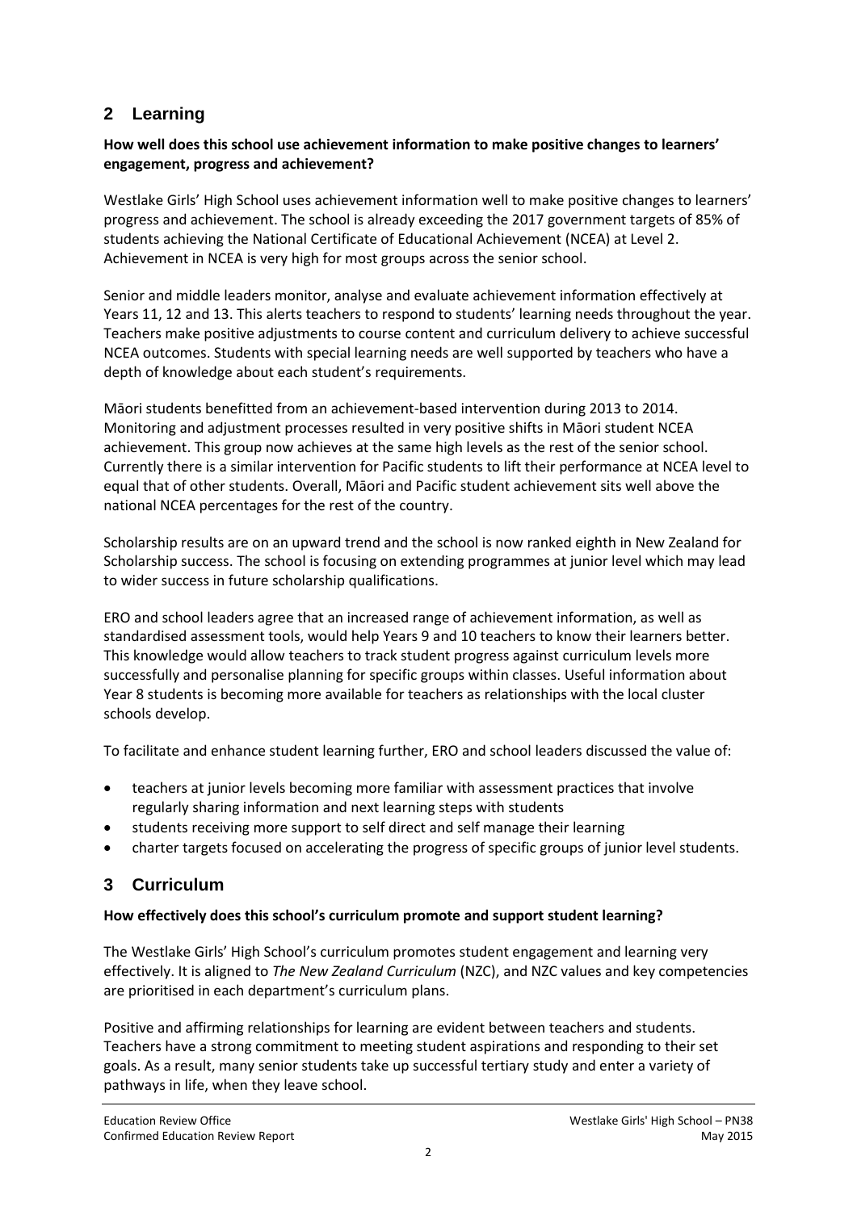## 2 Learning

**How well does this school use achievement information to make positive changes to learners' engagement, progress and achievement?**

Westlake Girls' High School uses achievement information well to make positive changes to learners' progress and achievement. The school is already exceeding the 2017 government targets of 85% of students achieving the National Certificate of Educational Achievement (NCEA) at Level 2. Achievement in NCEA is very high for most groups across the senior school.

Senior and middle leaders monitor, analyse and evaluate achievement information effectively at Years 11, 12 and 13. This alerts teachers to respond to students' learning needs throughout the year. Teachers make positive adjustments to course content and curriculum delivery to achieve successful NCEA outcomes. Students with special learning needs are well supported by teachers who have a depth of knowledge about each student's requirements.

Māori students benefitted from an achievement-based intervention during 2013 to 2014. Monitoring and adjustment processes resulted in very positive shifts in Māori student NCEA achievement. This group now achieves at the same high levels as the rest of the senior school. Currently there is a similar intervention for Pacific students to lift their performance at NCEA level to equal that of other students. Overall, Māori and Pacific student achievement sits well above the national NCEA percentages for the rest of the country.

Scholarship results are on an upward trend and the school is now ranked eighth in New Zealand for Scholarship success. The school is focusing on extending programmes at junior level which may lead to wider success in future scholarship qualifications.

ERO and school leaders agree that an increased range of achievement information, as well as standardised assessment tools, would help Years 9 and 10 teachers to know their learners better. This knowledge would allow teachers to track student progress against curriculum levels more successfully and personalise planning for specific groups within classes. Useful information about Year 8 students is becoming more available for teachers as relationships with the local cluster schools develop.

To facilitate and enhance student learning further, ERO and school leaders discussed the value of:

- teachers at junior levels becoming more familiar with assessment practices that involve regularly sharing information and next learning steps with students
- students receiving more support to self direct and self manage their learning
- charter targets focused on accelerating the progress of specific groups of junior level students.

## 3 Curriculum

**How effectively does this school's curriculum promote and support student learning?**

The Westlake Girls' High School's curriculum promotes student engagement and learning very effectively. It is aligned to *The New Zealand Curriculum* (NZC), and NZC values and key competencies are prioritised in each department's curriculum plans.

Positive and affirming relationships for learning are evident between teachers and students. Teachers have a strong commitment to meeting student aspirations and responding to their set goals. As a result, many senior students take up successful tertiary study and enter a variety of pathways in life, when they leave school.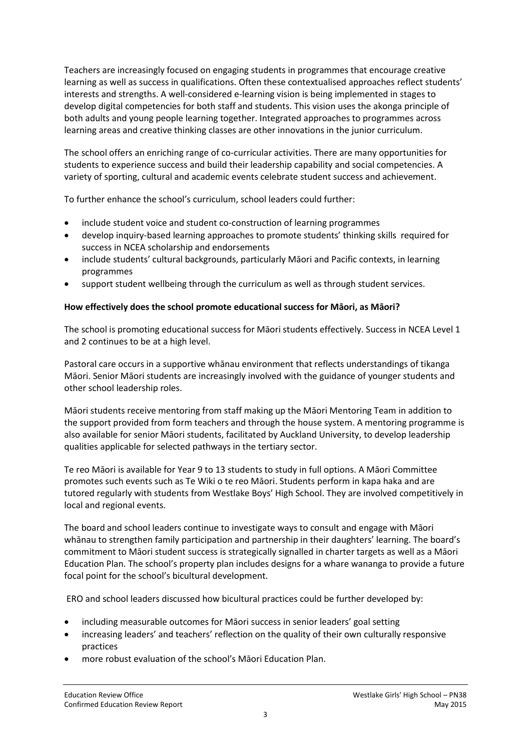Teachers are increasingly focused on engaging students in programmes that encourage creative learning as well as success in qualifications. Often these contextualised approaches reflect students' interests and strengths. A well-considered e-learning vision is being implemented in stages to develop digital competencies for both staff and students. This vision uses the akonga principle of both adults and young people learning together. Integrated approaches to programmes across learning areas and creative thinking classes are other innovations in the junior curriculum.

The school offers an enriching range of co-curricular activities. There are many opportunities for students to experience success and build their leadership capability and social competencies. A variety of sporting, cultural and academic events celebrate student success and achievement.

To further enhance the school's curriculum, school leaders could further:

- include student voice and student co-construction of learning programmes
- develop inquiry-based learning approaches to promote students' thinking skills required for success in NCEA scholarship and endorsements
- include students' cultural backgrounds, particularly Māori and Pacific contexts, in learning programmes
- support student wellbeing through the curriculum as well as through student services.

**How effectively does the school promote educational success for Māori, as Māori?**

The school is promoting educational success for Māori students effectively. Success in NCEA Level 1 and 2 continues to be at a high level.

Pastoral care occurs in a supportive whānau environment that reflects understandings of tikanga Māori. Senior Māori students are increasingly involved with the guidance of younger students and other school leadership roles.

Māori students receive mentoring from staff making up the Māori Mentoring Team in addition to the support provided from form teachers and through the house system. A mentoring programme is also available for senior Māori students, facilitated by Auckland University, to develop leadership qualities applicable for selected pathways in the tertiary sector.

Te reo Māori is available for Year 9 to 13 students to study in full options. A Māori Committee promotes such events such as Te Wiki o te reo Māori. Students perform in kapa haka and are tutored regularly with students from Westlake Boys' High School. They are involved competitively in local and regional events.

The board and school leaders continue to investigate ways to consult and engage with Māori whānau to strengthen family participation and partnership in their daughters' learning. The board's commitment to Māori student success is strategically signalled in charter targets as well as a Māori Education Plan. The school's property plan includes designs for a whare wananga to provide a future focal point for the school's bicultural development.

ERO and school leaders discussed how bicultural practices could be further developed by:

- including measurable outcomes for Māori success in senior leaders' goal setting
- increasing leaders' and teachers' reflection on the quality of their own culturally responsive practices
- more robust evaluation of the school's Māori Education Plan.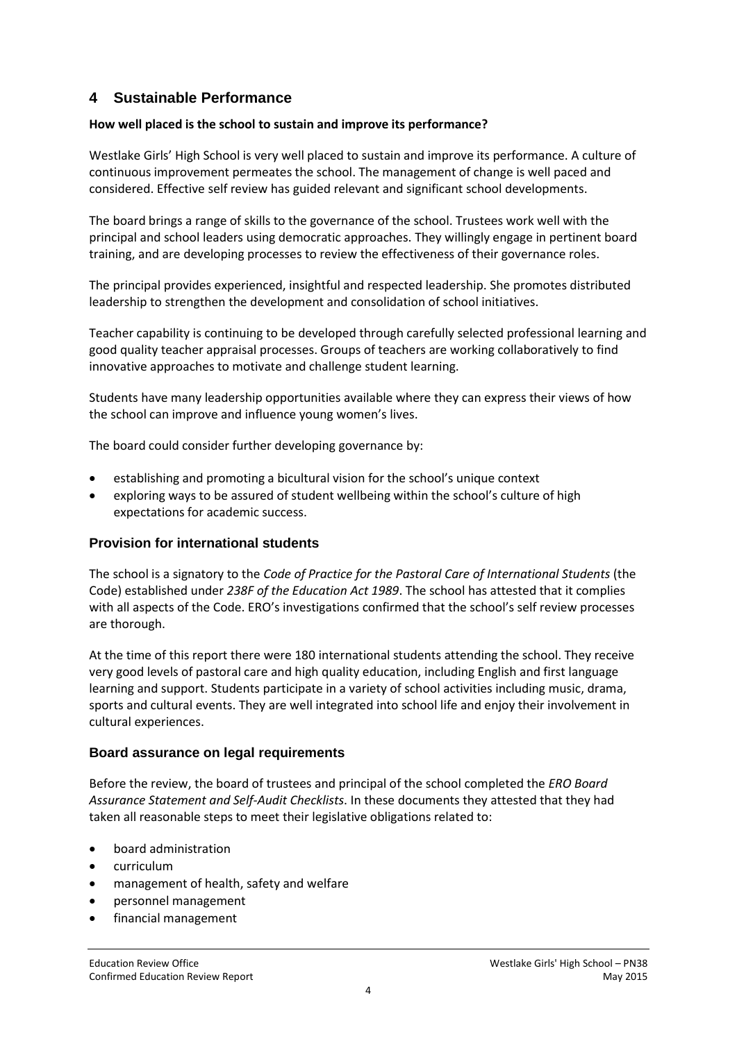## 4 Sustainable Performance

**How well placed is the school to sustain and improve its performance?**

Westlake Girls' High School is very well placed to sustain and improve its performance. A culture of continuous improvement permeates the school. The management of change is well paced and considered. Effective self review has guided relevant and significant school developments.

The board brings a range of skills to the governance of the school. Trustees work well with the principal and school leaders using democratic approaches. They willingly engage in pertinent board training, and are developing processes to review the effectiveness of their governance roles.

The principal provides experienced, insightful and respected leadership. She promotes distributed leadership to strengthen the development and consolidation of school initiatives.

Teacher capability is continuing to be developed through carefully selected professional learning and good quality teacher appraisal processes. Groups of teachers are working collaboratively to find innovative approaches to motivate and challenge student learning.

Students have many leadership opportunities available where they can express their views of how the school can improve and influence young women's lives.

The board could consider further developing governance by:

- establishing and promoting a bicultural vision for the school's unique context
- exploring ways to be assured of student wellbeing within the school's culture of high expectations for academic success.

### Provision for international students

The school is a signatory to the *Code of Practice for the Pastoral Care of International Students* (the Code) established under *238F of the Education Act 1989*. The school has attested that it complies with all aspects of the Code. ERO's investigations confirmed that the school's self review processes are thorough.

At the time of this report there were 180 international students attending the school. They receive very good levels of pastoral care and high quality education, including English and first language learning and support. Students participate in a variety of school activities including music, drama, sports and cultural events. They are well integrated into school life and enjoy their involvement in cultural experiences.

### Board assurance on legal requirements

Before the review, the board of trustees and principal of the school completed the *ERO Board Assurance Statement and Self-Audit Checklists*. In these documents they attested that they had taken all reasonable steps to meet their legislative obligations related to:

- board administration
- curriculum
- management of health, safety and welfare
- personnel management
- financial management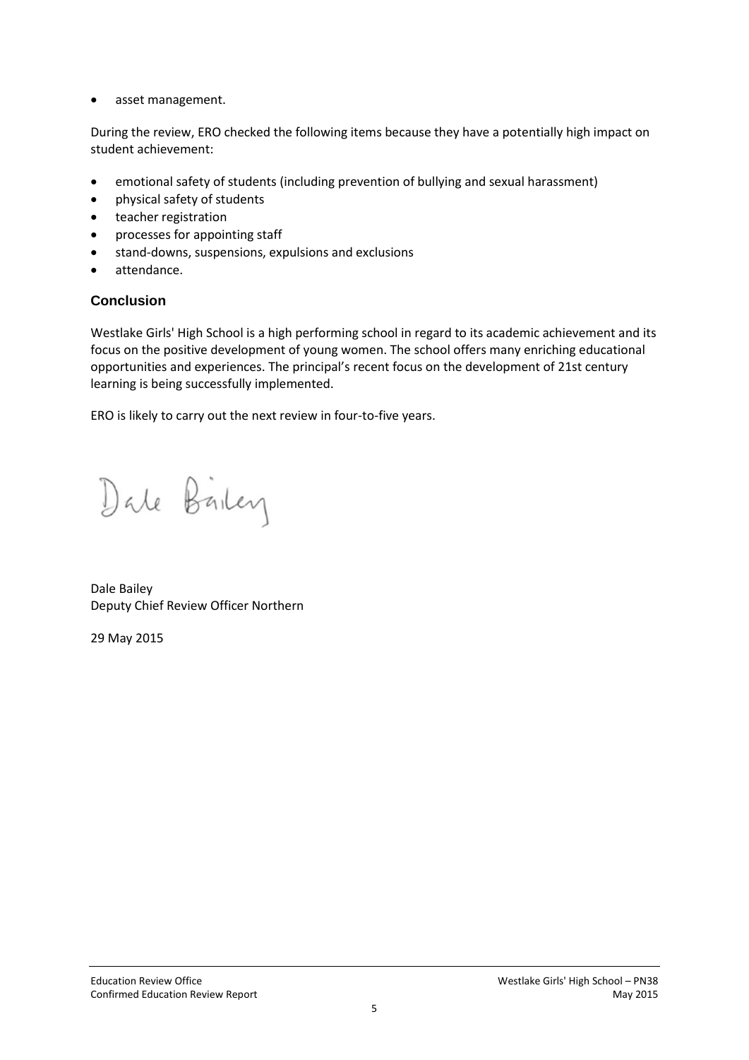- asset management.

During the review, ERO checked the following items because they have a potentially high impact on student achievement:

- emotional safety of students (including prevention of bullying and sexual harassment)
- physical safety of students
- teacher registration
- processes for appointing staff
- stand-downs, suspensions, expulsions and exclusions
- attendance.

## Conclusion

Westlake Girls' High School is a high performing school in regard to its academic achievement and its focus on the positive development of young women. The school offers many enriching educational opportunities and experiences. The principal's recent focus on the development of 21st century learning is being successfully implemented.

ERO is likely to carry out the next review in four-to-five years.

Dale Bailey

Dale Bailey
Deputy Chief Review Officer Northern

29 May 2015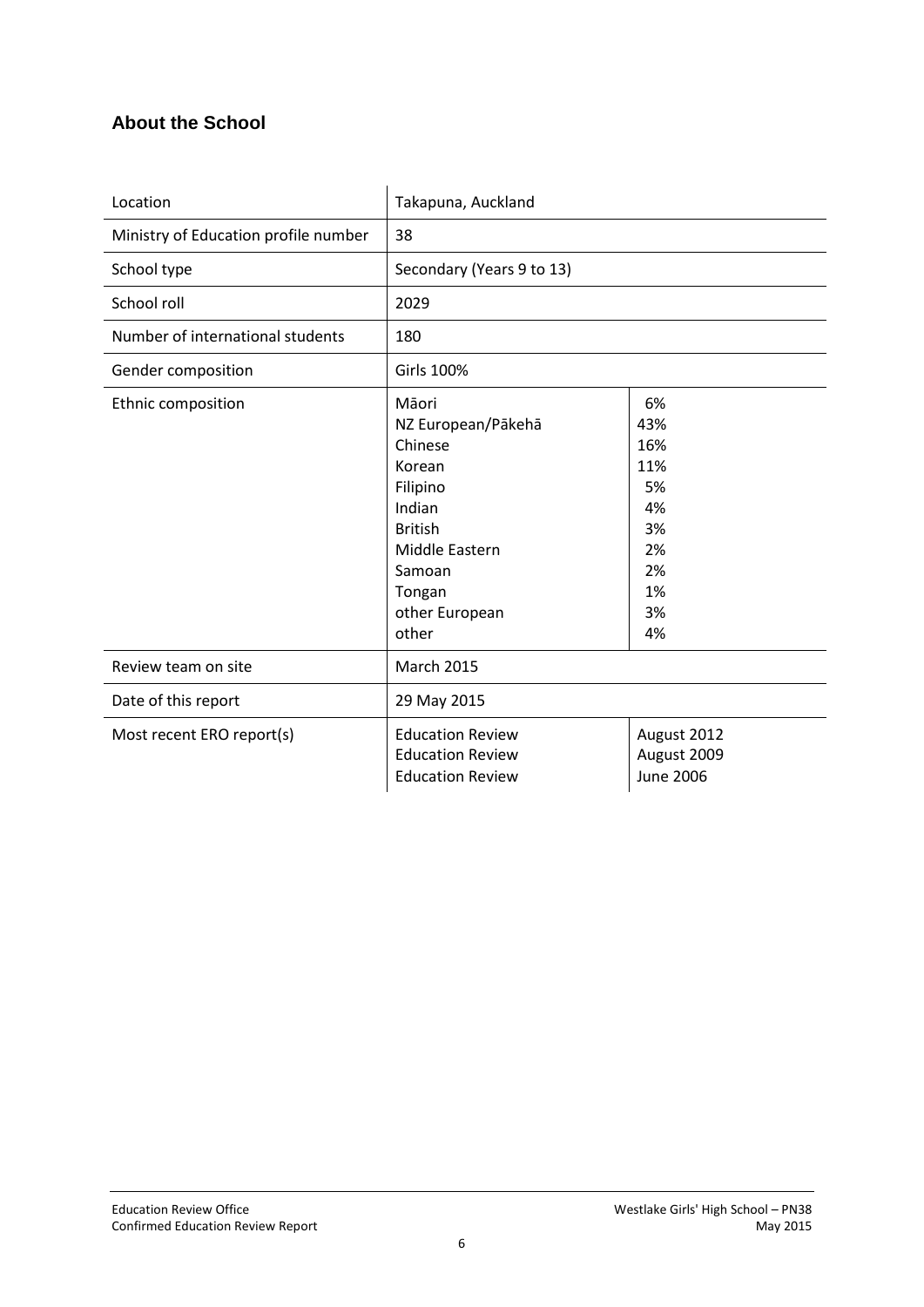## About the School

| | | |
|---|---|---|
| Location | Takapuna, Auckland | |
| Ministry of Education profile number | 38 | |
| School type | Secondary (Years 9 to 13) | |
| School roll | 2029 | |
| Number of international students | 180 | |
| Gender composition | Girls 100% | |
| Ethnic composition | Māori<br>NZ European/Pākehā<br>Chinese<br>Korean<br>Filipino<br>Indian<br>British<br>Middle Eastern<br>Samoan<br>Tongan<br>other European<br>other | 6%<br>43%<br>16%<br>11%<br>5%<br>4%<br>3%<br>2%<br>2%<br>1%<br>3%<br>4% |
| Review team on site | March 2015 | |
| Date of this report | 29 May 2015 | |
| Most recent ERO report(s) | Education Review<br>Education Review<br>Education Review | August 2012<br>August 2009<br>June 2006 |